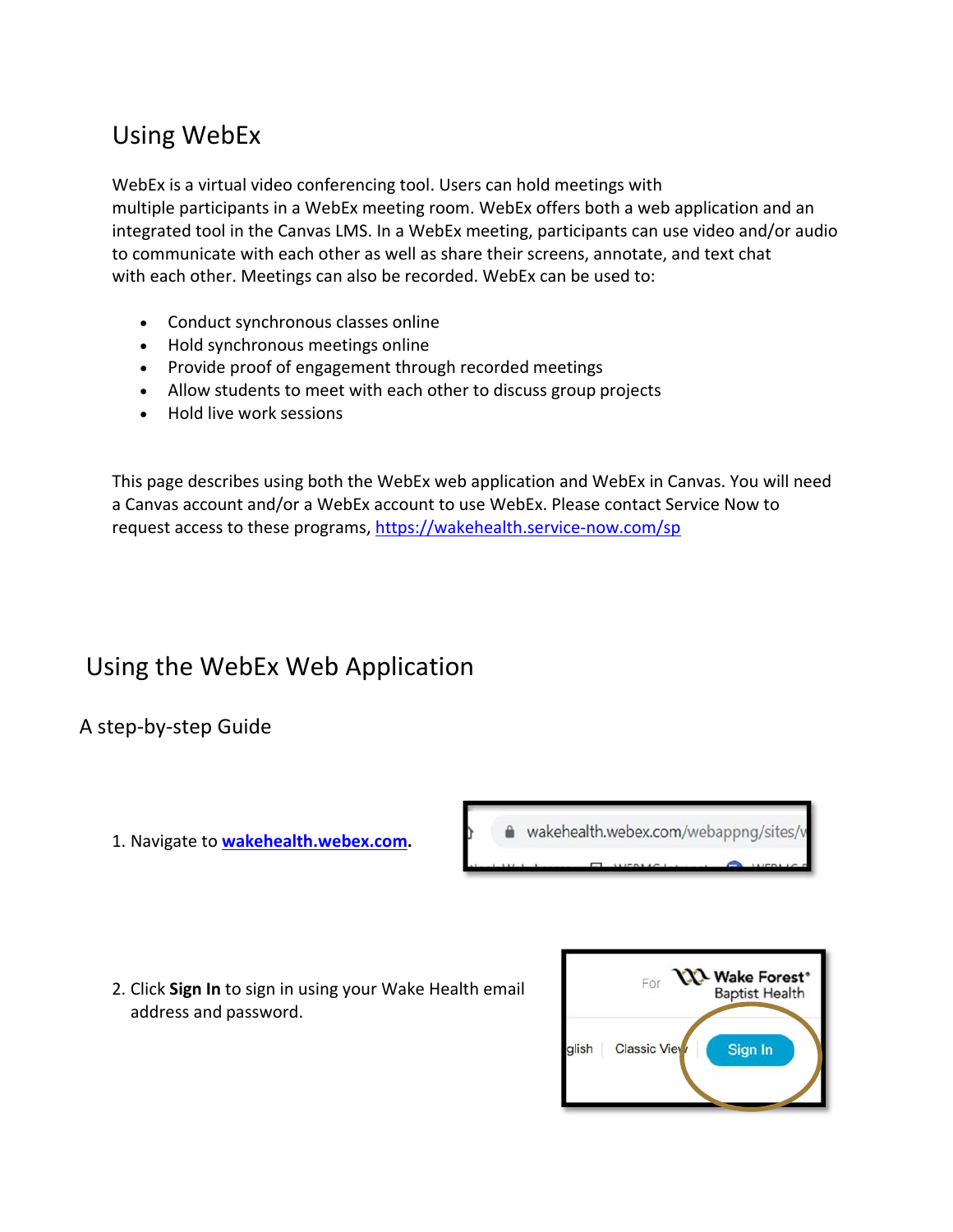# Using WebEx

WebEx is a virtual video conferencing tool. Users can hold meetings with multiple participants in a WebEx meeting room. WebEx offers both a web application and an integrated tool in the Canvas LMS. In a WebEx meeting, participants can use video and/or audio to communicate with each other as well as share their screens, annotate, and text chat with each other. Meetings can also be recorded. WebEx can be used to:

- Conduct synchronous classes online
- Hold synchronous meetings online
- Provide proof of engagement through recorded meetings
- Allow students to meet with each other to discuss group projects
- Hold live work sessions

This page describes using both the WebEx web application and WebEx in Canvas. You will need a Canvas account and/or a WebEx account to use WebEx. Please contact Service Now to request access to these programs, https://wakehealth.service-now.com/sp

# Using the WebEx Web Application

## A step-by-step Guide

1. Navigate to **wakehealth.webex.com**.

2. Click **Sign In** to sign in using your Wake Health email address and password.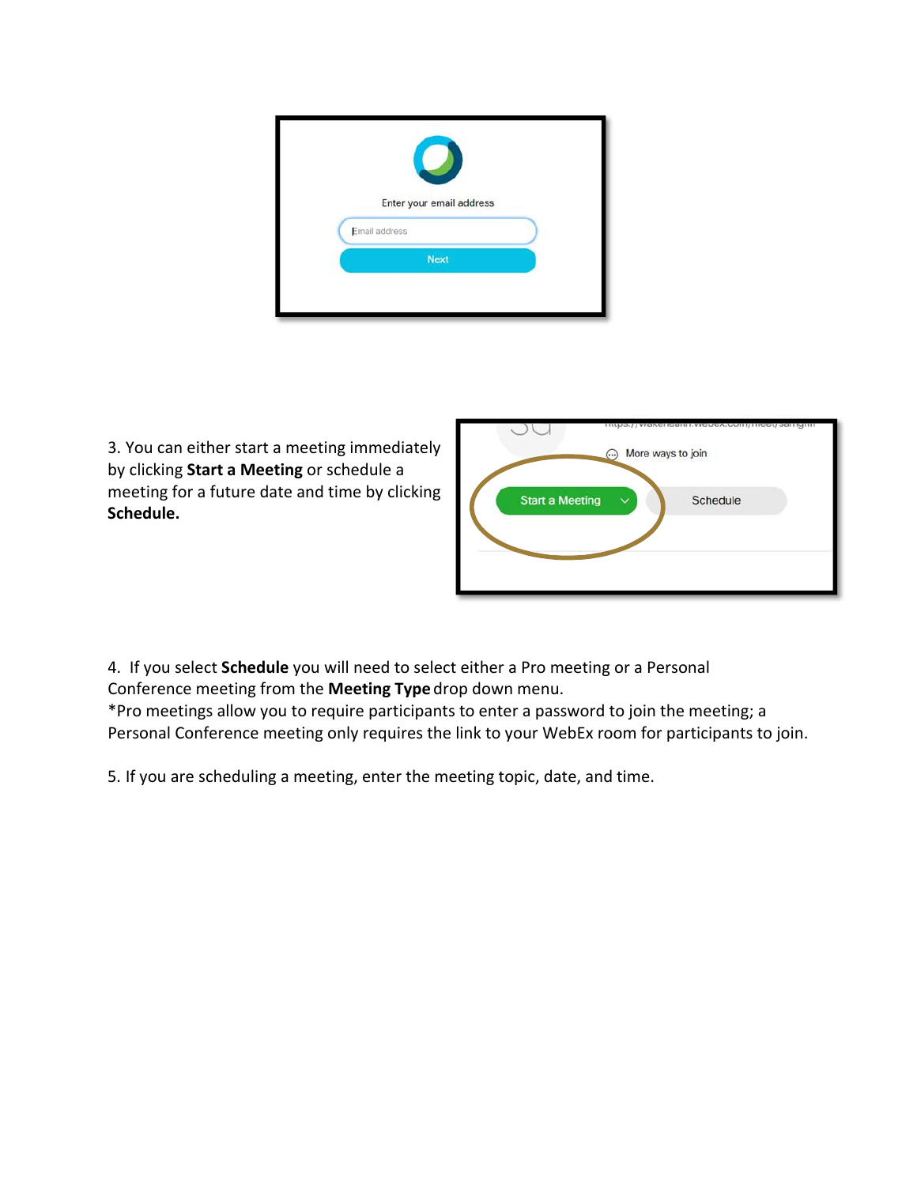3. You can either start a meeting immediately by clicking **Start a Meeting** or schedule a meeting for a future date and time by clicking **Schedule.**

4. If you select **Schedule** you will need to select either a Pro meeting or a Personal Conference meeting from the **Meeting Type** drop down menu.
*Pro meetings allow you to require participants to enter a password to join the meeting; a Personal Conference meeting only requires the link to your WebEx room for participants to join.

5. If you are scheduling a meeting, enter the meeting topic, date, and time.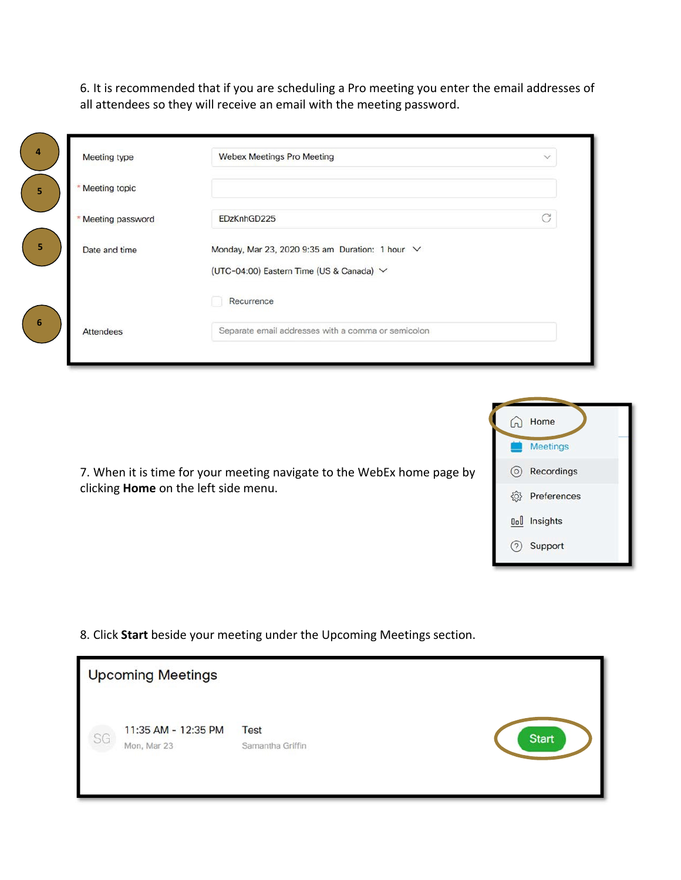6. It is recommended that if you are scheduling a Pro meeting you enter the email addresses of all attendees so they will receive an email with the meeting password.

7. When it is time for your meeting navigate to the WebEx home page by clicking **Home** on the left side menu.

8. Click **Start** beside your meeting under the Upcoming Meetings section.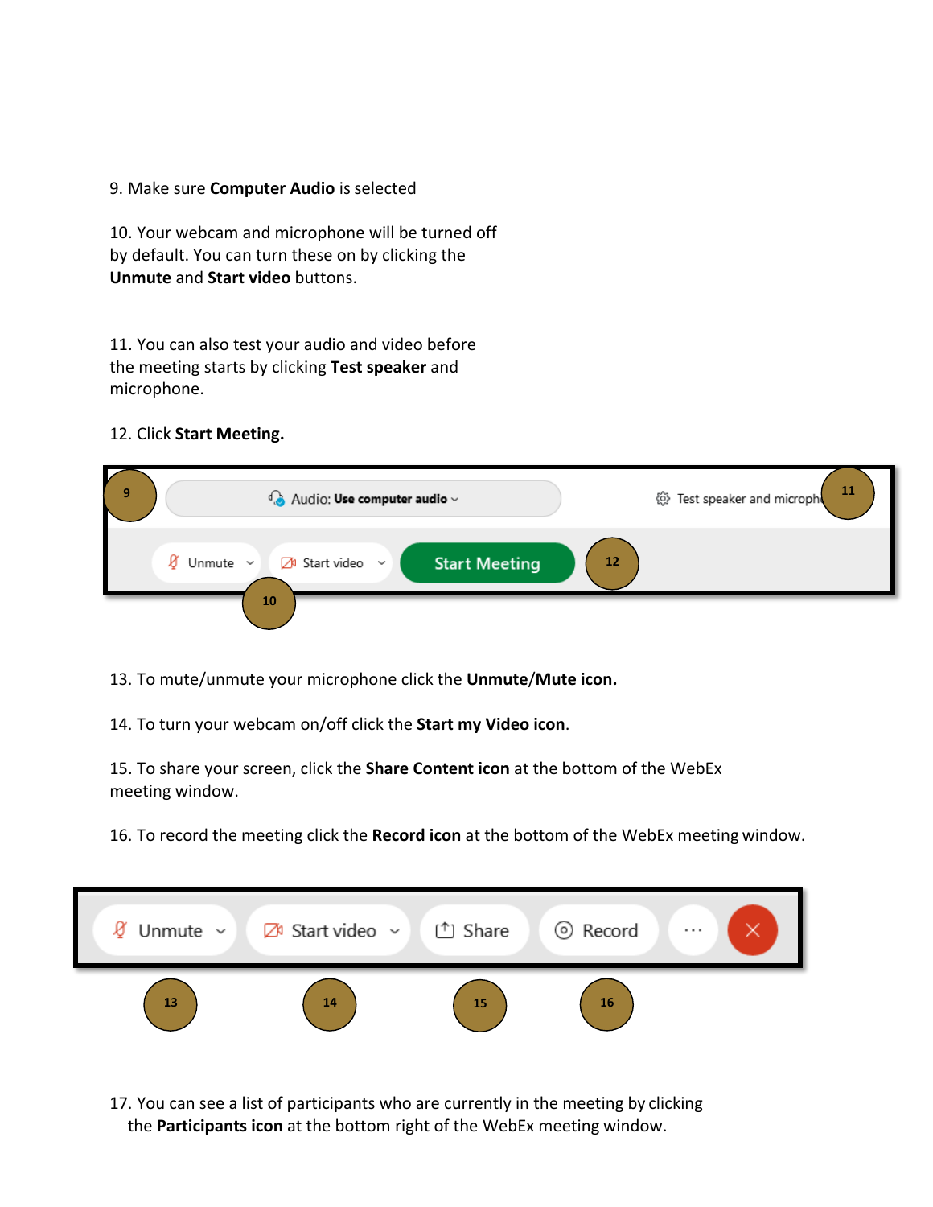9. Make sure **Computer Audio** is selected

10. Your webcam and microphone will be turned off by default. You can turn these on by clicking the **Unmute** and **Start video** buttons.

11. You can also test your audio and video before the meeting starts by clicking **Test speaker** and microphone.

12. Click **Start Meeting.**

13. To mute/unmute your microphone click the **Unmute**/**Mute icon.**

14. To turn your webcam on/off click the **Start my Video icon**.

15. To share your screen, click the **Share Content icon** at the bottom of the WebEx meeting window.

16. To record the meeting click the **Record icon** at the bottom of the WebEx meeting window.

17. You can see a list of participants who are currently in the meeting by clicking the **Participants icon** at the bottom right of the WebEx meeting window.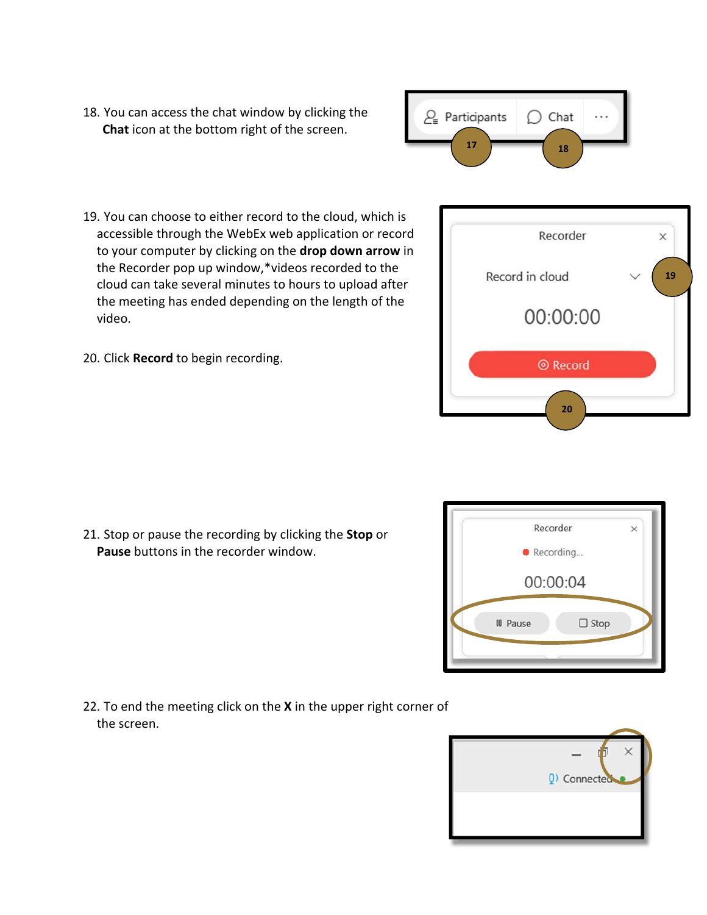18. You can access the chat window by clicking the **Chat** icon at the bottom right of the screen.

19. You can choose to either record to the cloud, which is accessible through the WebEx web application or record to your computer by clicking on the **drop down arrow** in the Recorder pop up window,*videos recorded to the cloud can take several minutes to hours to upload after the meeting has ended depending on the length of the video.

20. Click **Record** to begin recording.

21. Stop or pause the recording by clicking the **Stop** or **Pause** buttons in the recorder window.

22. To end the meeting click on the **X** in the upper right corner of the screen.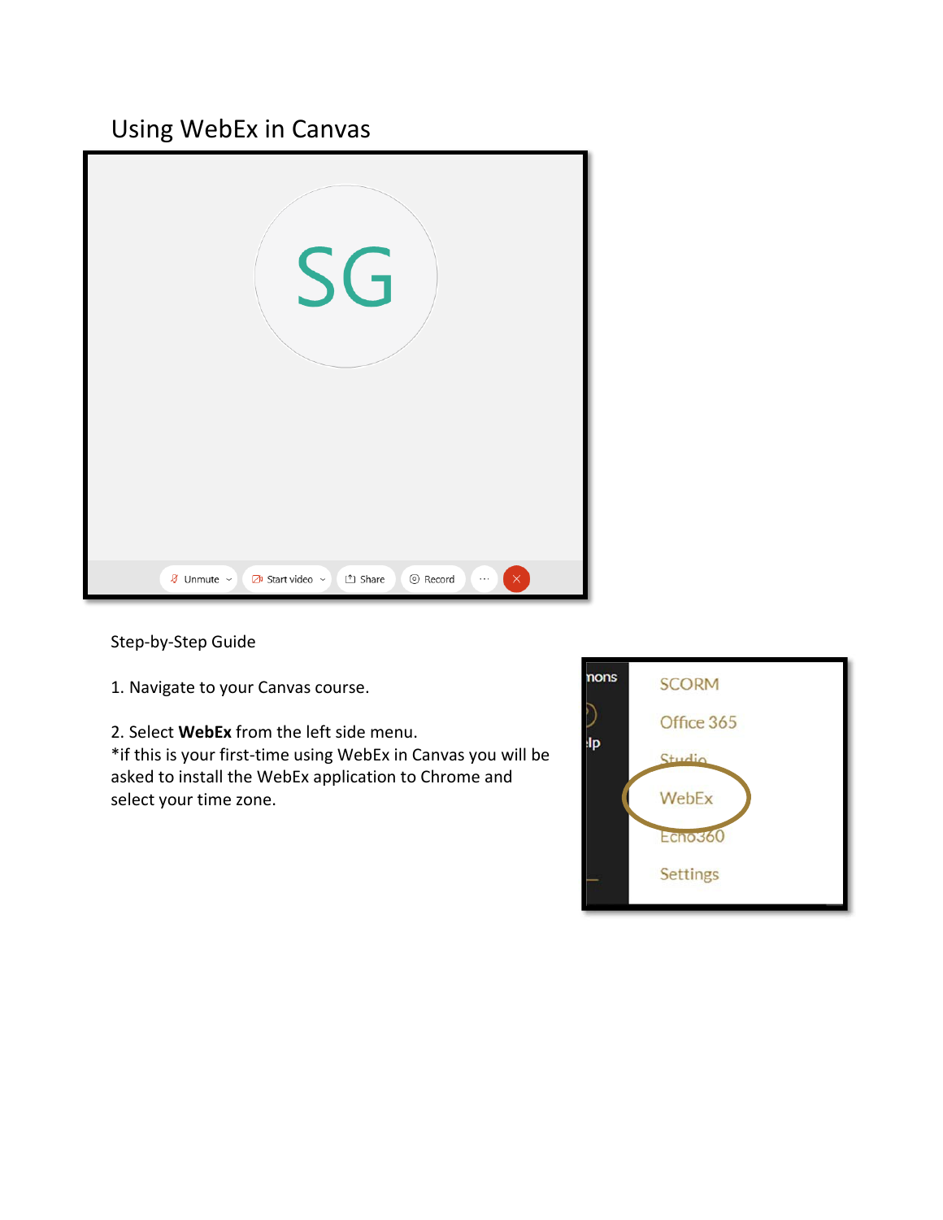# Using WebEx in Canvas

Step-by-Step Guide

1. Navigate to your Canvas course.

2. Select **WebEx** from the left side menu.
*if this is your first-time using WebEx in Canvas you will be asked to install the WebEx application to Chrome and select your time zone.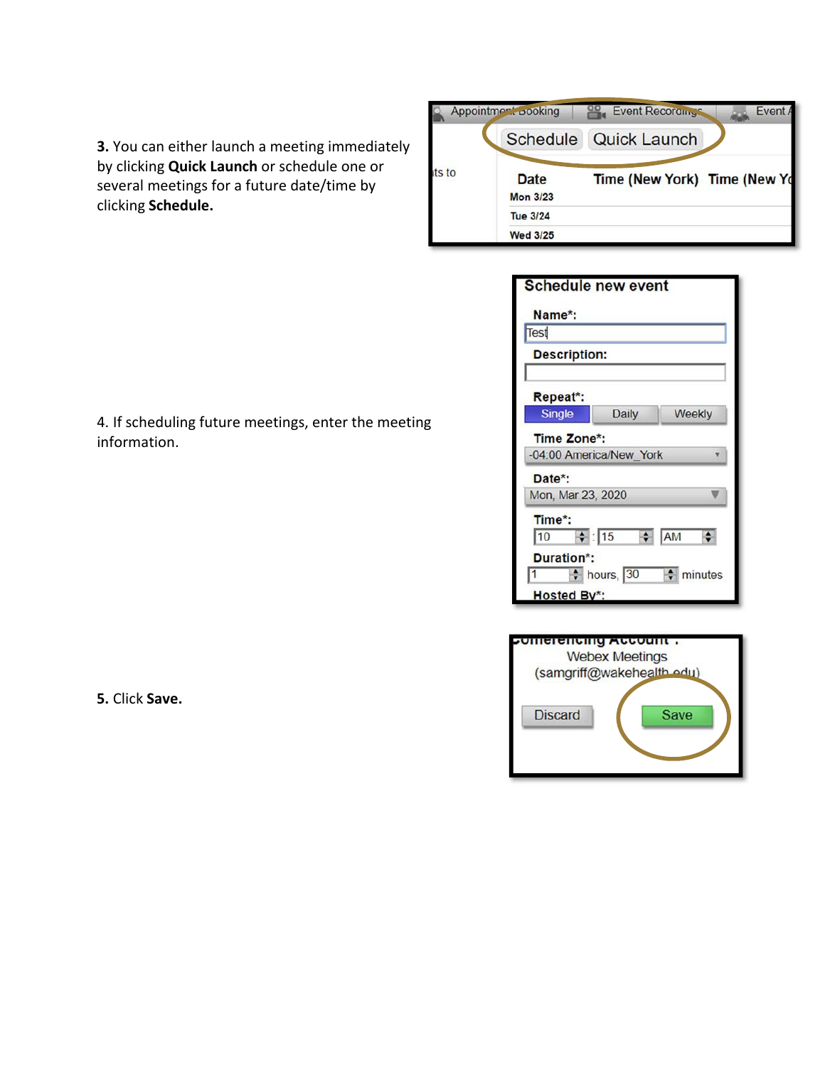**3.** You can either launch a meeting immediately by clicking **Quick Launch** or schedule one or several meetings for a future date/time by clicking **Schedule.**

4. If scheduling future meetings, enter the meeting information.

**5.** Click **Save.**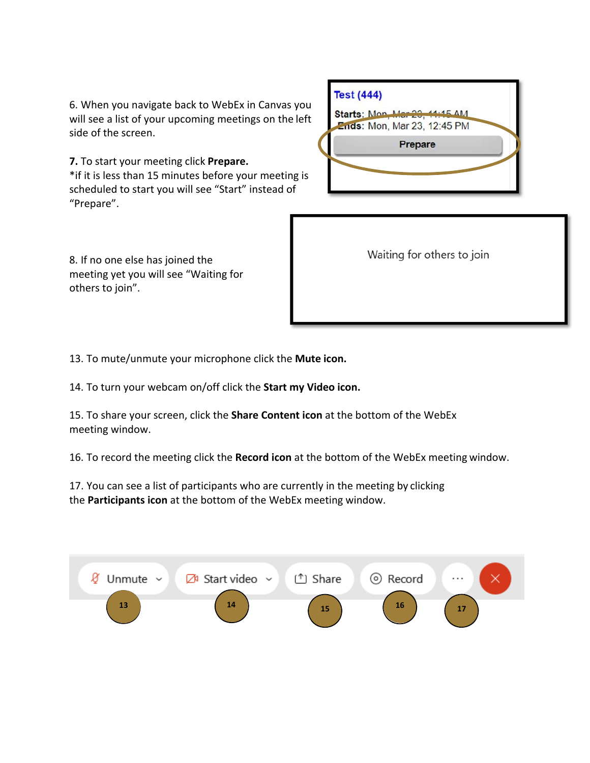6. When you navigate back to WebEx in Canvas you will see a list of your upcoming meetings on the left side of the screen.

**7.** To start your meeting click **Prepare.**
*if it is less than 15 minutes before your meeting is scheduled to start you will see “Start” instead of “Prepare”.

8. If no one else has joined the meeting yet you will see “Waiting for others to join”.

13. To mute/unmute your microphone click the **Mute icon.**

14. To turn your webcam on/off click the **Start my Video icon.**

15. To share your screen, click the **Share Content icon** at the bottom of the WebEx meeting window.

16. To record the meeting click the **Record icon** at the bottom of the WebEx meeting window.

17. You can see a list of participants who are currently in the meeting by clicking the **Participants icon** at the bottom of the WebEx meeting window.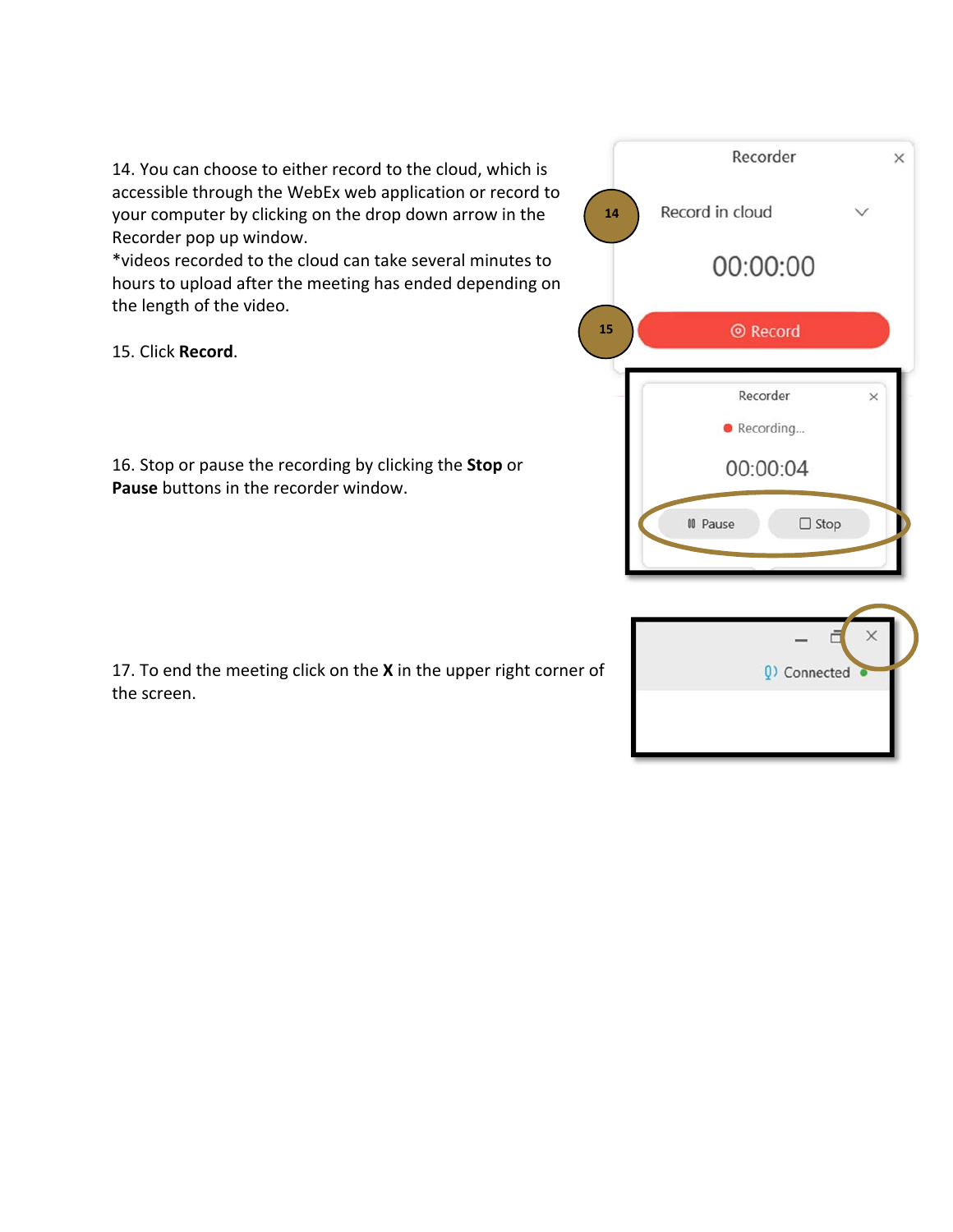14. You can choose to either record to the cloud, which is accessible through the WebEx web application or record to your computer by clicking on the drop down arrow in the Recorder pop up window.
*videos recorded to the cloud can take several minutes to hours to upload after the meeting has ended depending on the length of the video.

15. Click **Record**.

16. Stop or pause the recording by clicking the **Stop** or **Pause** buttons in the recorder window.

17. To end the meeting click on the **X** in the upper right corner of the screen.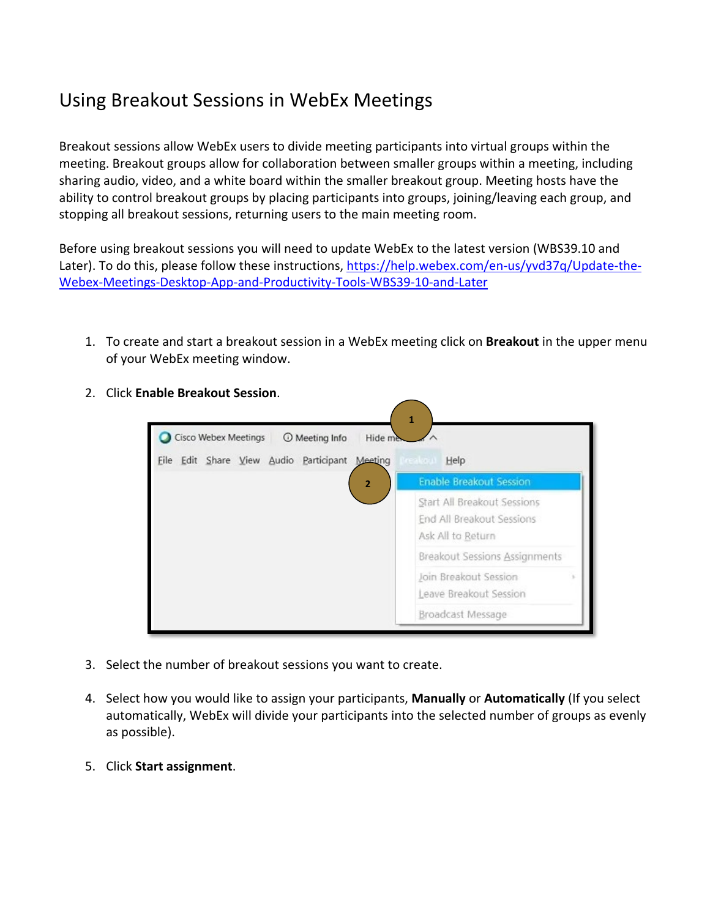# Using Breakout Sessions in WebEx Meetings

Breakout sessions allow WebEx users to divide meeting participants into virtual groups within the meeting. Breakout groups allow for collaboration between smaller groups within a meeting, including sharing audio, video, and a white board within the smaller breakout group. Meeting hosts have the ability to control breakout groups by placing participants into groups, joining/leaving each group, and stopping all breakout sessions, returning users to the main meeting room.

Before using breakout sessions you will need to update WebEx to the latest version (WBS39.10 and Later). To do this, please follow these instructions, https://help.webex.com/en-us/yvd37q/Update-the-Webex-Meetings-Desktop-App-and-Productivity-Tools-WBS39-10-and-Later

1. To create and start a breakout session in a WebEx meeting click on **Breakout** in the upper menu of your WebEx meeting window.

2. Click **Enable Breakout Session**.

3. Select the number of breakout sessions you want to create.

4. Select how you would like to assign your participants, **Manually** or **Automatically** (If you select automatically, WebEx will divide your participants into the selected number of groups as evenly as possible).

5. Click **Start assignment**.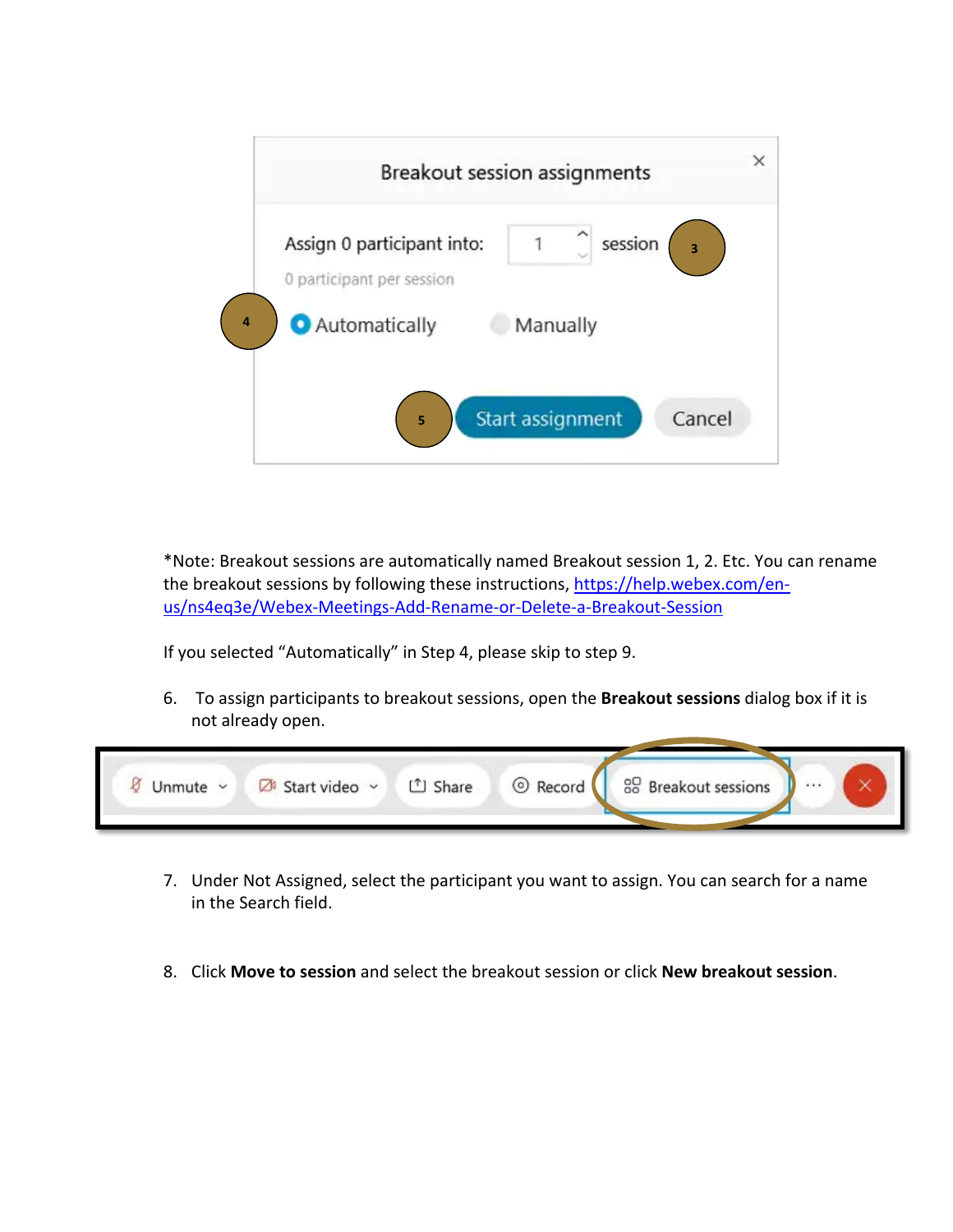*Note: Breakout sessions are automatically named Breakout session 1, 2. Etc. You can rename the breakout sessions by following these instructions, https://help.webex.com/en-us/ns4eq3e/Webex-Meetings-Add-Rename-or-Delete-a-Breakout-Session

If you selected "Automatically" in Step 4, please skip to step 9.

6. To assign participants to breakout sessions, open the **Breakout sessions** dialog box if it is not already open.

7. Under Not Assigned, select the participant you want to assign. You can search for a name in the Search field.

8. Click **Move to session** and select the breakout session or click **New breakout session**.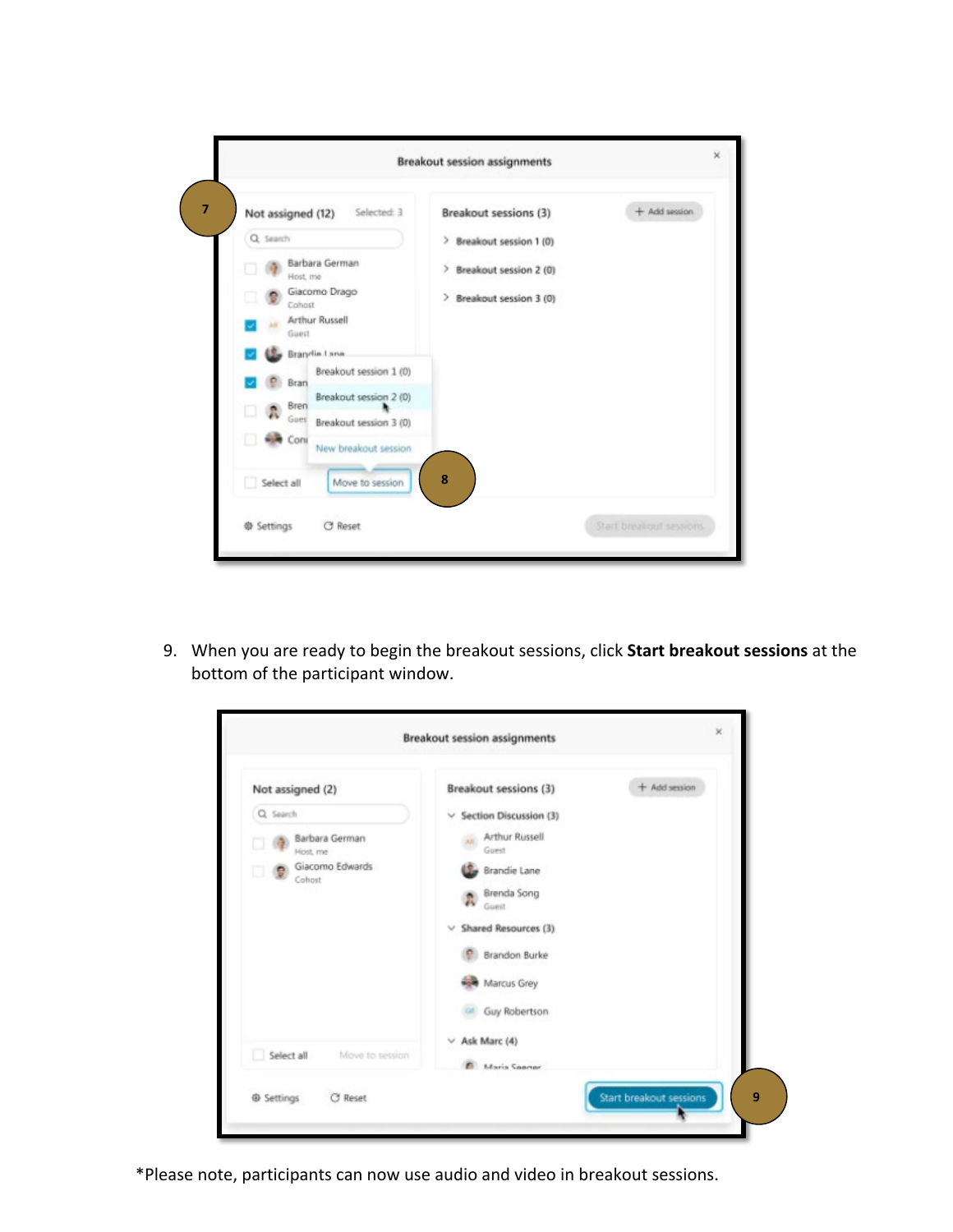9. When you are ready to begin the breakout sessions, click **Start breakout sessions** at the bottom of the participant window.

*Please note, participants can now use audio and video in breakout sessions.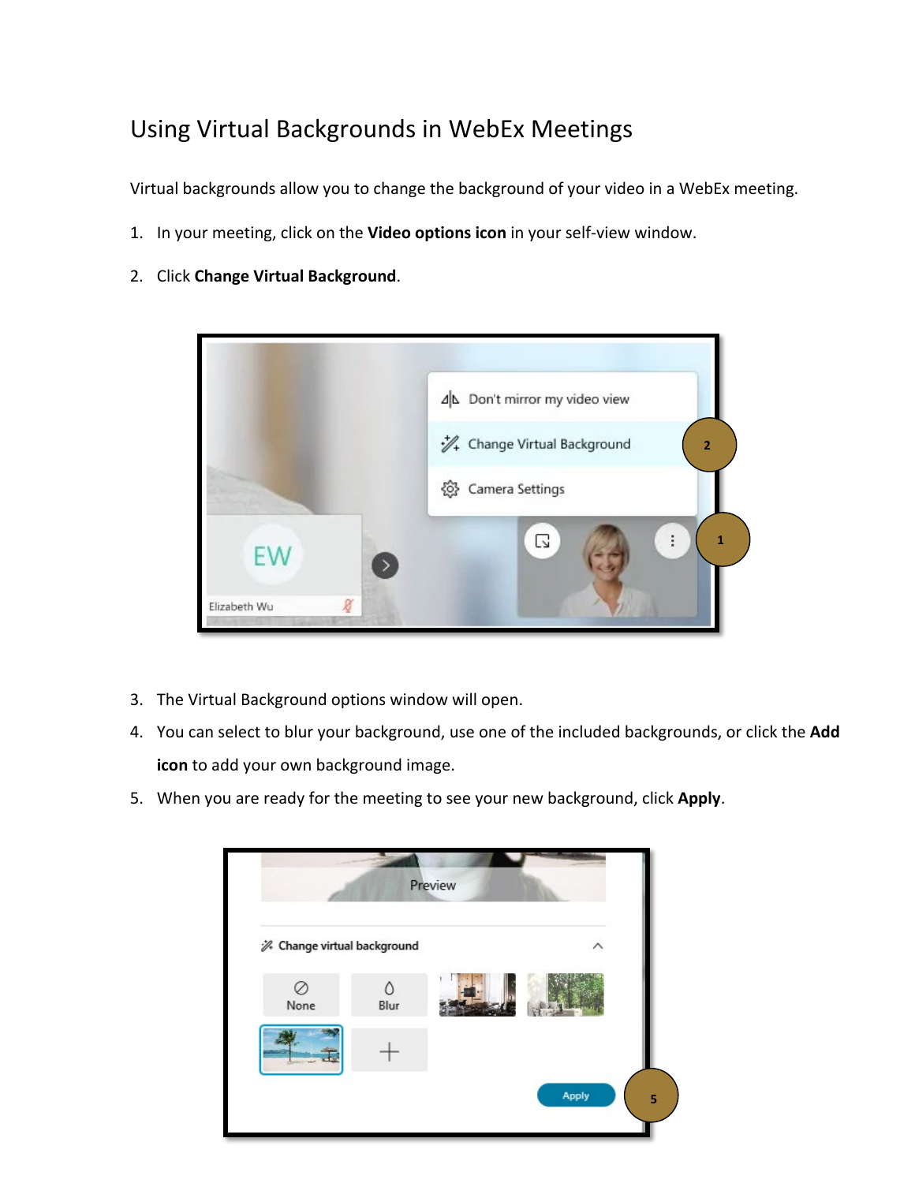# Using Virtual Backgrounds in WebEx Meetings

Virtual backgrounds allow you to change the background of your video in a WebEx meeting.

1. In your meeting, click on the **Video options icon** in your self-view window.
2. Click **Change Virtual Background**.

3. The Virtual Background options window will open.
4. You can select to blur your background, use one of the included backgrounds, or click the **Add icon** to add your own background image.
5. When you are ready for the meeting to see your new background, click **Apply**.